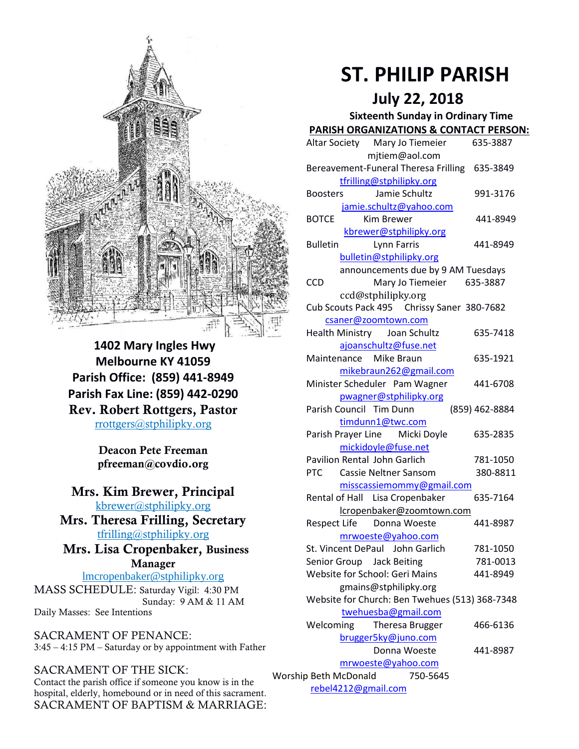# ST. PHILIP PARISH

## July 22, 2018

**Sixteenth Sunday in Ordinary Time**

**1402 Mary Ingles Hwy**
**Melbourne KY 41059**
**Parish Office: (859) 441-8949**
**Parish Fax Line: (859) 442-0290**
**Rev. Robert Rottgers, Pastor**
rrottgers@stphilipky.org

**Deacon Pete Freeman**
**pfreeman@covdio.org**

**Mrs. Kim Brewer, Principal**
kbrewer@stphilipky.org
**Mrs. Theresa Frilling, Secretary**
tfrilling@stphilipky.org
**Mrs. Lisa Cropenbaker, Business Manager**
lmcropenbaker@stphilipky.org

MASS SCHEDULE: Saturday Vigil: 4:30 PM
Sunday: 9 AM & 11 AM
Daily Masses: See Intentions

SACRAMENT OF PENANCE:
3:45 – 4:15 PM – Saturday or by appointment with Father

SACRAMENT OF THE SICK:
Contact the parish office if someone you know is in the hospital, elderly, homebound or in need of this sacrament.

SACRAMENT OF BAPTISM & MARRIAGE:

**PARISH ORGANIZATIONS & CONTACT PERSON:**

Altar Society — Mary Jo Tiemeier — 635-3887
mjtiem@aol.com

Bereavement-Funeral — Theresa Frilling — 635-3849
tfrilling@stphilipky.org

Boosters — Jamie Schultz — 991-3176
jamie.schultz@yahoo.com

BOTCE — Kim Brewer — 441-8949
kbrewer@stphilipky.org

Bulletin — Lynn Farris — 441-8949
bulletin@stphilipky.org
announcements due by 9 AM Tuesdays

CCD — Mary Jo Tiemeier — 635-3887
ccd@stphilipky.org

Cub Scouts Pack 495 — Chrissy Saner — 380-7682
csaner@zoomtown.com

Health Ministry — Joan Schultz — 635-7418
ajoanschultz@fuse.net

Maintenance — Mike Braun — 635-1921
mikebraun262@gmail.com

Minister Scheduler — Pam Wagner — 441-6708
pwagner@stphilipky.org

Parish Council — Tim Dunn — (859) 462-8884
timdunn1@twc.com

Parish Prayer Line — Micki Doyle — 635-2835
mickidoyle@fuse.net

Pavilion Rental — John Garlich — 781-1050

PTC — Cassie Neltner Sansom — 380-8811
misscassiemommy@gmail.com

Rental of Hall — Lisa Cropenbaker — 635-7164
lcropenbaker@zoomtown.com

Respect Life — Donna Woeste — 441-8987
mrwoeste@yahoo.com

St. Vincent DePaul — John Garlich — 781-1050

Senior Group — Jack Beiting — 781-0013

Website for School: Geri Mains — 441-8949
gmains@stphilipky.org

Website for Church: Ben Twehues — (513) 368-7348
twehuesba@gmail.com

Welcoming — Theresa Brugger — 466-6136
brugger5ky@juno.com
Donna Woeste — 441-8987
mrwoeste@yahoo.com

Worship — Beth McDonald — 750-5645
rebel4212@gmail.com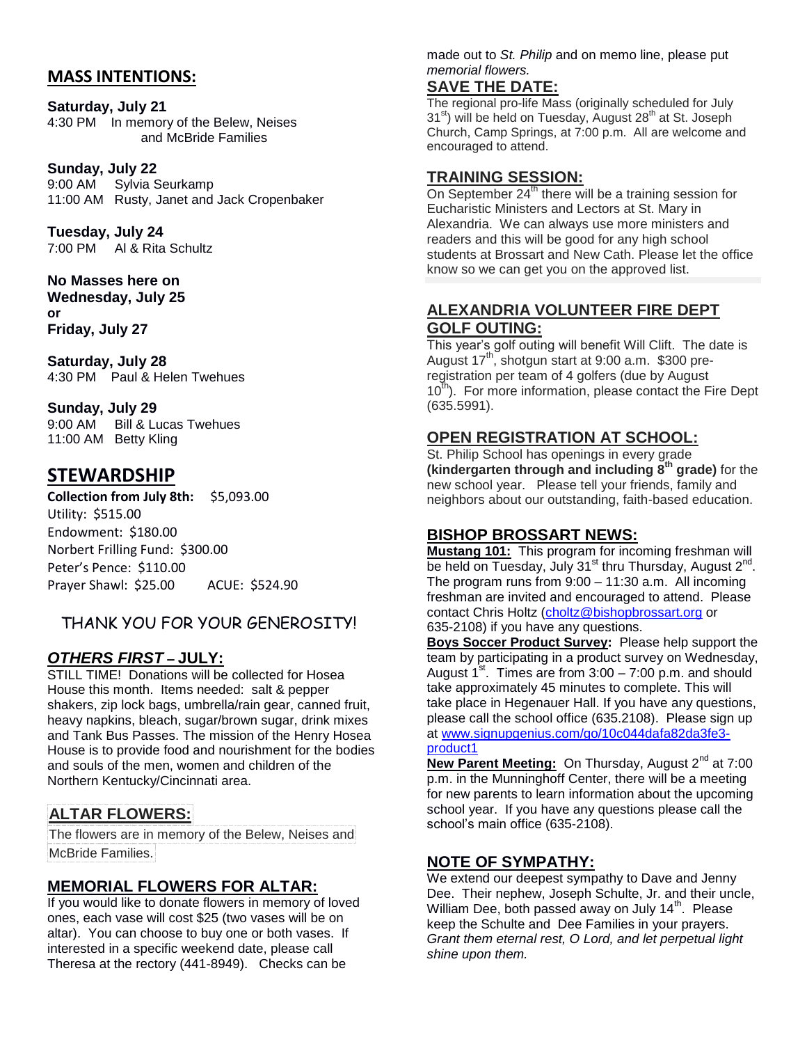## MASS INTENTIONS:

**Saturday, July 21**
4:30 PM In memory of the Belew, Neises and McBride Families

**Sunday, July 22**
9:00 AM Sylvia Seurkamp
11:00 AM Rusty, Janet and Jack Cropenbaker

**Tuesday, July 24**
7:00 PM Al & Rita Schultz

**No Masses here on Wednesday, July 25 or Friday, July 27**

**Saturday, July 28**
4:30 PM Paul & Helen Twehues

**Sunday, July 29**
9:00 AM Bill & Lucas Twehues
11:00 AM Betty Kling

## STEWARDSHIP

**Collection from July 8th:** $5,093.00
Utility: $515.00
Endowment: $180.00
Norbert Frilling Fund: $300.00
Peter's Pence: $110.00
Prayer Shawl: $25.00 ACUE: $524.90

THANK YOU FOR YOUR GENEROSITY!

## *OTHERS FIRST* – JULY:

STILL TIME! Donations will be collected for Hosea House this month. Items needed: salt & pepper shakers, zip lock bags, umbrella/rain gear, canned fruit, heavy napkins, bleach, sugar/brown sugar, drink mixes and Tank Bus Passes. The mission of the Henry Hosea House is to provide food and nourishment for the bodies and souls of the men, women and children of the Northern Kentucky/Cincinnati area.

## ALTAR FLOWERS:

The flowers are in memory of the Belew, Neises and McBride Families.

## MEMORIAL FLOWERS FOR ALTAR:

If you would like to donate flowers in memory of loved ones, each vase will cost $25 (two vases will be on altar). You can choose to buy one or both vases. If interested in a specific weekend date, please call Theresa at the rectory (441-8949). Checks can be made out to *St. Philip* and on memo line, please put *memorial flowers.*

## SAVE THE DATE:

The regional pro-life Mass (originally scheduled for July 31st) will be held on Tuesday, August 28th at St. Joseph Church, Camp Springs, at 7:00 p.m. All are welcome and encouraged to attend.

## TRAINING SESSION:

On September 24th there will be a training session for Eucharistic Ministers and Lectors at St. Mary in Alexandria. We can always use more ministers and readers and this will be good for any high school students at Brossart and New Cath. Please let the office know so we can get you on the approved list.

## ALEXANDRIA VOLUNTEER FIRE DEPT GOLF OUTING:

This year's golf outing will benefit Will Clift. The date is August 17th, shotgun start at 9:00 a.m. $300 pre-registration per team of 4 golfers (due by August 10th). For more information, please contact the Fire Dept (635.5991).

## OPEN REGISTRATION AT SCHOOL:

St. Philip School has openings in every grade **(kindergarten through and including 8th grade)** for the new school year. Please tell your friends, family and neighbors about our outstanding, faith-based education.

## BISHOP BROSSART NEWS:

**Mustang 101:** This program for incoming freshman will be held on Tuesday, July 31st thru Thursday, August 2nd. The program runs from 9:00 – 11:30 a.m. All incoming freshman are invited and encouraged to attend. Please contact Chris Holtz (choltz@bishopbrossart.org or 635-2108) if you have any questions.

**Boys Soccer Product Survey:** Please help support the team by participating in a product survey on Wednesday, August 1st. Times are from 3:00 – 7:00 p.m. and should take approximately 45 minutes to complete. This will take place in Hegenauer Hall. If you have any questions, please call the school office (635.2108). Please sign up at www.signupgenius.com/go/10c044dafa82da3fe3-product1

**New Parent Meeting:** On Thursday, August 2nd at 7:00 p.m. in the Munninghoff Center, there will be a meeting for new parents to learn information about the upcoming school year. If you have any questions please call the school's main office (635-2108).

## NOTE OF SYMPATHY:

We extend our deepest sympathy to Dave and Jenny Dee. Their nephew, Joseph Schulte, Jr. and their uncle, William Dee, both passed away on July 14th. Please keep the Schulte and Dee Families in your prayers. *Grant them eternal rest, O Lord, and let perpetual light shine upon them.*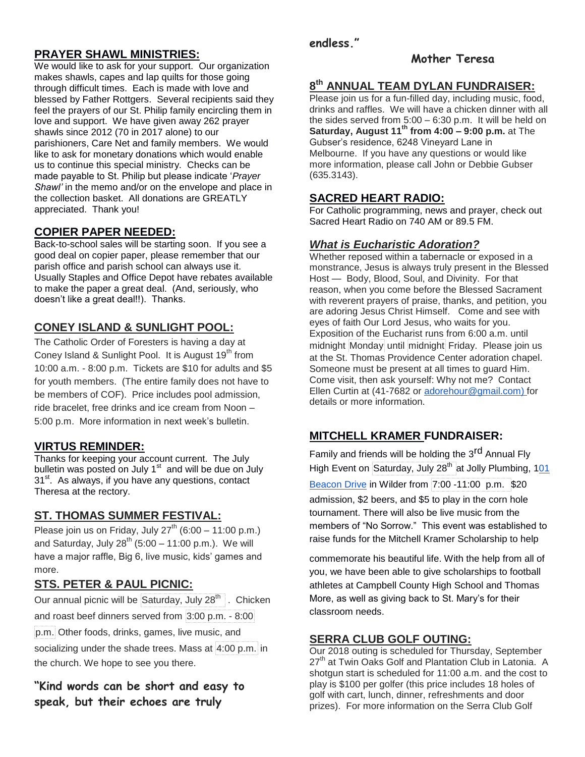## PRAYER SHAWL MINISTRIES:

We would like to ask for your support. Our organization makes shawls, capes and lap quilts for those going through difficult times. Each is made with love and blessed by Father Rottgers. Several recipients said they feel the prayers of our St. Philip family encircling them in love and support. We have given away 262 prayer shawls since 2012 (70 in 2017 alone) to our parishioners, Care Net and family members. We would like to ask for monetary donations which would enable us to continue this special ministry. Checks can be made payable to St. Philip but please indicate '*Prayer Shawl'* in the memo and/or on the envelope and place in the collection basket. All donations are GREATLY appreciated. Thank you!

## COPIER PAPER NEEDED:

Back-to-school sales will be starting soon. If you see a good deal on copier paper, please remember that our parish office and parish school can always use it. Usually Staples and Office Depot have rebates available to make the paper a great deal. (And, seriously, who doesn't like a great deal!!). Thanks.

## CONEY ISLAND & SUNLIGHT POOL:

The Catholic Order of Foresters is having a day at Coney Island & Sunlight Pool. It is August 19th from 10:00 a.m. - 8:00 p.m. Tickets are $10 for adults and $5 for youth members. (The entire family does not have to be members of COF). Price includes pool admission, ride bracelet, free drinks and ice cream from Noon – 5:00 p.m. More information in next week's bulletin.

## VIRTUS REMINDER:

Thanks for keeping your account current. The July bulletin was posted on July 1st and will be due on July 31st. As always, if you have any questions, contact Theresa at the rectory.

## ST. THOMAS SUMMER FESTIVAL:

Please join us on Friday, July 27th (6:00 – 11:00 p.m.) and Saturday, July 28th (5:00 – 11:00 p.m.). We will have a major raffle, Big 6, live music, kids' games and more.

## STS. PETER & PAUL PICNIC:

Our annual picnic will be Saturday, July 28th. Chicken and roast beef dinners served from 3:00 p.m. - 8:00 p.m. Other foods, drinks, games, live music, and socializing under the shade trees. Mass at 4:00 p.m. in the church. We hope to see you there.

**"Kind words can be short and easy to speak, but their echoes are truly endless."**

**Mother Teresa**

## 8th ANNUAL TEAM DYLAN FUNDRAISER:

Please join us for a fun-filled day, including music, food, drinks and raffles. We will have a chicken dinner with all the sides served from 5:00 – 6:30 p.m. It will be held on **Saturday, August 11th from 4:00 – 9:00 p.m.** at The Gubser's residence, 6248 Vineyard Lane in Melbourne. If you have any questions or would like more information, please call John or Debbie Gubser (635.3143).

## SACRED HEART RADIO:

For Catholic programming, news and prayer, check out Sacred Heart Radio on 740 AM or 89.5 FM.

## *What is Eucharistic Adoration?*

Whether reposed within a tabernacle or exposed in a monstrance, Jesus is always truly present in the Blessed Host — Body, Blood, Soul, and Divinity. For that reason, when you come before the Blessed Sacrament with reverent prayers of praise, thanks, and petition, you are adoring Jesus Christ Himself. Come and see with eyes of faith Our Lord Jesus, who waits for you. Exposition of the Eucharist runs from 6:00 a.m. until midnight Monday until midnight Friday. Please join us at the St. Thomas Providence Center adoration chapel. Someone must be present at all times to guard Him. Come visit, then ask yourself: Why not me? Contact Ellen Curtin at (41-7682 or adorehour@gmail.com) for details or more information.

## MITCHELL KRAMER FUNDRAISER:

Family and friends will be holding the 3rd Annual Fly High Event on Saturday, July 28th at Jolly Plumbing, 101 Beacon Drive in Wilder from 7:00 -11:00 p.m. $20 admission, $2 beers, and $5 to play in the corn hole tournament. There will also be live music from the members of "No Sorrow." This event was established to raise funds for the Mitchell Kramer Scholarship to help commemorate his beautiful life. With the help from all of you, we have been able to give scholarships to football athletes at Campbell County High School and Thomas More, as well as giving back to St. Mary's for their classroom needs.

## SERRA CLUB GOLF OUTING:

Our 2018 outing is scheduled for Thursday, September 27th at Twin Oaks Golf and Plantation Club in Latonia. A shotgun start is scheduled for 11:00 a.m. and the cost to play is $100 per golfer (this price includes 18 holes of golf with cart, lunch, dinner, refreshments and door prizes). For more information on the Serra Club Golf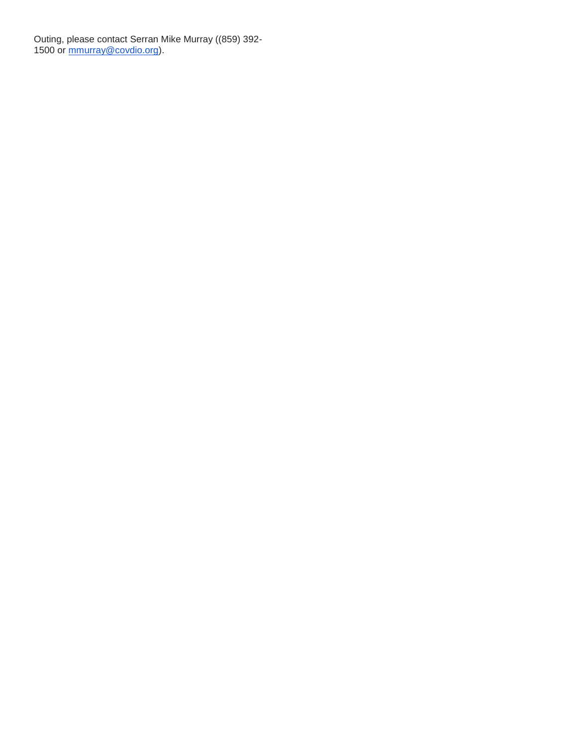Outing, please contact Serran Mike Murray ((859) 392-1500 or [mmurray@covdio.org](mailto:mmurray@covdio.org)).